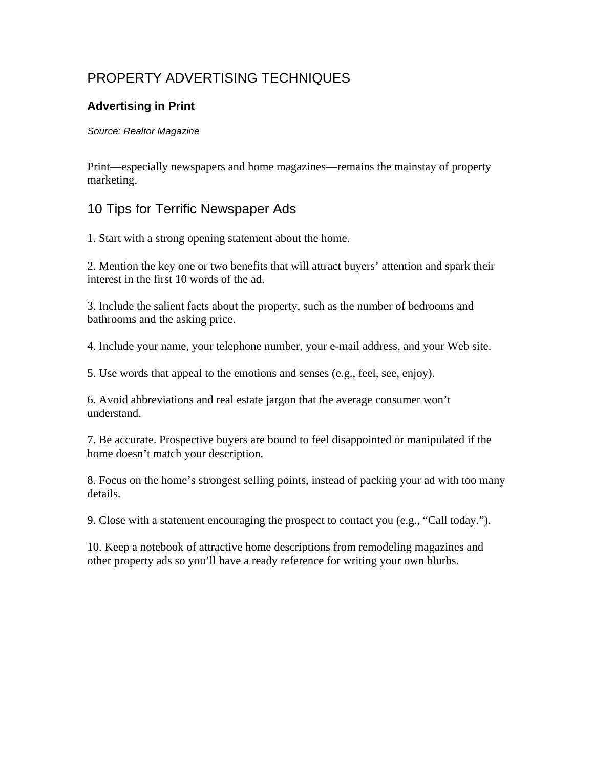# PROPERTY ADVERTISING TECHNIQUES

### Advertising in Print

*Source: Realtor Magazine*

Print—especially newspapers and home magazines—remains the mainstay of property marketing.

## 10 Tips for Terrific Newspaper Ads

1. Start with a strong opening statement about the home.

2. Mention the key one or two benefits that will attract buyers' attention and spark their interest in the first 10 words of the ad.

3. Include the salient facts about the property, such as the number of bedrooms and bathrooms and the asking price.

4. Include your name, your telephone number, your e-mail address, and your Web site.

5. Use words that appeal to the emotions and senses (e.g., feel, see, enjoy).

6. Avoid abbreviations and real estate jargon that the average consumer won't understand.

7. Be accurate. Prospective buyers are bound to feel disappointed or manipulated if the home doesn't match your description.

8. Focus on the home's strongest selling points, instead of packing your ad with too many details.

9. Close with a statement encouraging the prospect to contact you (e.g., "Call today.").

10. Keep a notebook of attractive home descriptions from remodeling magazines and other property ads so you'll have a ready reference for writing your own blurbs.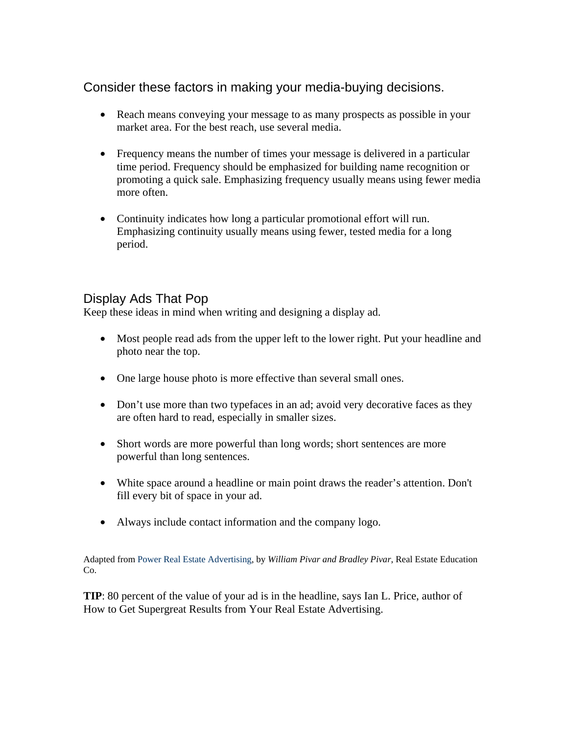## Consider these factors in making your media-buying decisions.

- Reach means conveying your message to as many prospects as possible in your market area. For the best reach, use several media.

- Frequency means the number of times your message is delivered in a particular time period. Frequency should be emphasized for building name recognition or promoting a quick sale. Emphasizing frequency usually means using fewer media more often.

- Continuity indicates how long a particular promotional effort will run. Emphasizing continuity usually means using fewer, tested media for a long period.

## Display Ads That Pop

Keep these ideas in mind when writing and designing a display ad.

- Most people read ads from the upper left to the lower right. Put your headline and photo near the top.

- One large house photo is more effective than several small ones.

- Don't use more than two typefaces in an ad; avoid very decorative faces as they are often hard to read, especially in smaller sizes.

- Short words are more powerful than long words; short sentences are more powerful than long sentences.

- White space around a headline or main point draws the reader's attention. Don't fill every bit of space in your ad.

- Always include contact information and the company logo.

Adapted from Power Real Estate Advertising, by *William Pivar and Bradley Pivar*, Real Estate Education Co.

**TIP**: 80 percent of the value of your ad is in the headline, says Ian L. Price, author of How to Get Supergreat Results from Your Real Estate Advertising.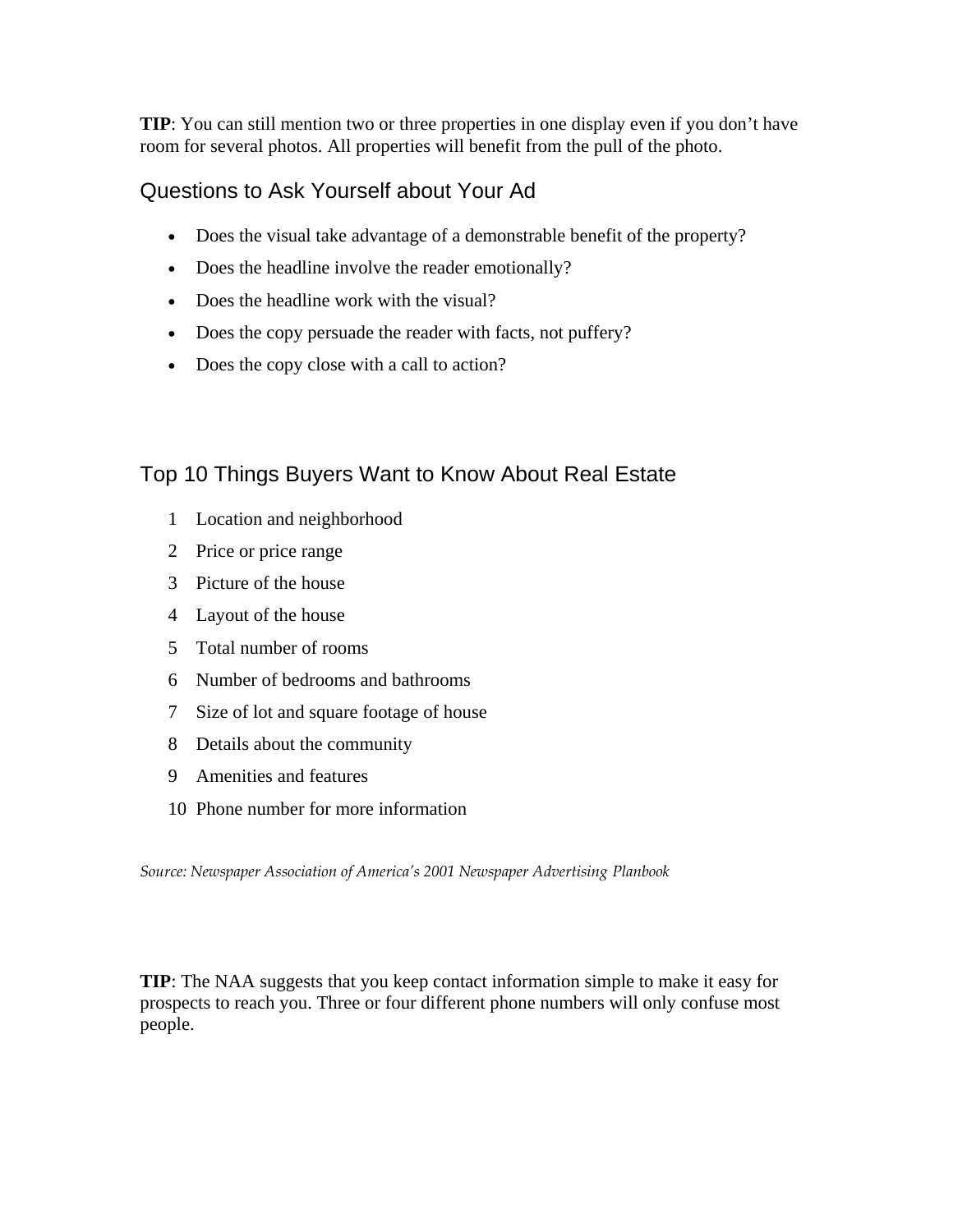**TIP**: You can still mention two or three properties in one display even if you don't have room for several photos. All properties will benefit from the pull of the photo.

## Questions to Ask Yourself about Your Ad

- Does the visual take advantage of a demonstrable benefit of the property?
- Does the headline involve the reader emotionally?
- Does the headline work with the visual?
- Does the copy persuade the reader with facts, not puffery?
- Does the copy close with a call to action?

## Top 10 Things Buyers Want to Know About Real Estate

1. Location and neighborhood
2. Price or price range
3. Picture of the house
4. Layout of the house
5. Total number of rooms
6. Number of bedrooms and bathrooms
7. Size of lot and square footage of house
8. Details about the community
9. Amenities and features
10. Phone number for more information

*Source: Newspaper Association of America's 2001 Newspaper Advertising Planbook*

**TIP**: The NAA suggests that you keep contact information simple to make it easy for prospects to reach you. Three or four different phone numbers will only confuse most people.